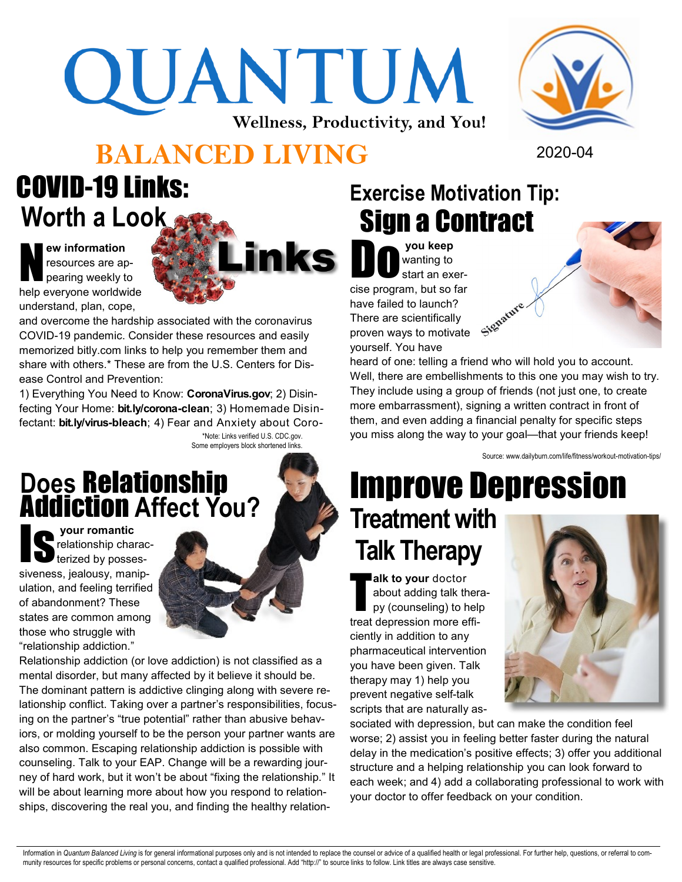# QUANTUM

**Wellness, Productivity, and You!**

# BALANCED LIVING

2020-04

## COVID-19 Links: Worth a Look

**New information** resources are appearing weekly to help everyone worldwide understand, plan, cope, and overcome the hardship associated with the coronavirus COVID-19 pandemic. Consider these resources and easily memorized bitly.com links to help you remember them and share with others.* These are from the U.S. Centers for Disease Control and Prevention:

1) Everything You Need to Know: **CoronaVirus.gov**; 2) Disinfecting Your Home: **bit.ly/corona-clean**; 3) Homemade Disinfectant: **bit.ly/virus-bleach**; 4) Fear and Anxiety about Coro-

*Note: Links verified U.S. CDC.gov. Some employers block shortened links.

## Does Relationship Addiction Affect You?

**Is your romantic** relationship characterized by possessiveness, jealousy, manipulation, and feeling terrified of abandonment? These states are common among those who struggle with "relationship addiction." Relationship addiction (or love addiction) is not classified as a mental disorder, but many affected by it believe it should be. The dominant pattern is addictive clinging along with severe relationship conflict. Taking over a partner's responsibilities, focusing on the partner's "true potential" rather than abusive behaviors, or molding yourself to be the person your partner wants are also common. Escaping relationship addiction is possible with counseling. Talk to your EAP. Change will be a rewarding journey of hard work, but it won't be about "fixing the relationship." It will be about learning more about how you respond to relationships, discovering the real you, and finding the healthy relation-

## Exercise Motivation Tip: Sign a Contract

**Do you keep** wanting to start an exercise program, but so far have failed to launch? There are scientifically proven ways to motivate yourself. You have heard of one: telling a friend who will hold you to account. Well, there are embellishments to this one you may wish to try. They include using a group of friends (not just one, to create more embarrassment), signing a written contract in front of them, and even adding a financial penalty for specific steps you miss along the way to your goal—that your friends keep!

Source: www.dailyburn.com/life/fitness/workout-motivation-tips/

## Improve Depression Treatment with Talk Therapy

**Talk to your** doctor about adding talk therapy (counseling) to help treat depression more efficiently in addition to any pharmaceutical intervention you have been given. Talk therapy may 1) help you prevent negative self-talk scripts that are naturally associated with depression, but can make the condition feel worse; 2) assist you in feeling better faster during the natural delay in the medication's positive effects; 3) offer you additional structure and a helping relationship you can look forward to each week; and 4) add a collaborating professional to work with your doctor to offer feedback on your condition.

Information in *Quantum Balanced Living* is for general informational purposes only and is not intended to replace the counsel or advice of a qualified health or legal professional. For further help, questions, or referral to community resources for specific problems or personal concerns, contact a qualified professional. Add "http://" to source links to follow. Link titles are always case sensitive.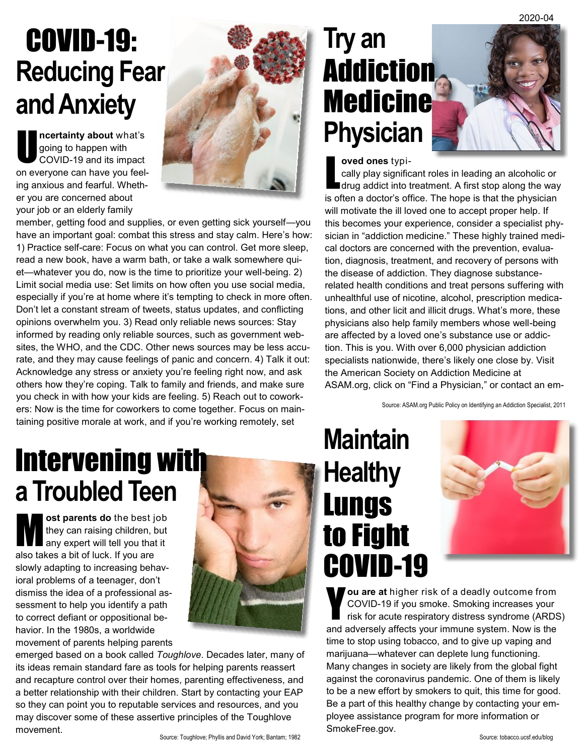# COVID-19: Reducing Fear and Anxiety

**Uncertainty about** what's going to happen with COVID-19 and its impact on everyone can have you feeling anxious and fearful. Whether you are concerned about your job or an elderly family member, getting food and supplies, or even getting sick yourself—you have an important goal: combat this stress and stay calm. Here's how: 1) Practice self-care: Focus on what you can control. Get more sleep, read a new book, have a warm bath, or take a walk somewhere quiet—whatever you do, now is the time to prioritize your well-being. 2) Limit social media use: Set limits on how often you use social media, especially if you're at home where it's tempting to check in more often. Don't let a constant stream of tweets, status updates, and conflicting opinions overwhelm you. 3) Read only reliable news sources: Stay informed by reading only reliable sources, such as government websites, the WHO, and the CDC. Other news sources may be less accurate, and they may cause feelings of panic and concern. 4) Talk it out: Acknowledge any stress or anxiety you're feeling right now, and ask others how they're coping. Talk to family and friends, and make sure you check in with how your kids are feeling. 5) Reach out to coworkers: Now is the time for coworkers to come together. Focus on maintaining positive morale at work, and if you're working remotely, set

# Try an Addiction Medicine Physician

**Loved ones** typically play significant roles in leading an alcoholic or drug addict into treatment. A first stop along the way is often a doctor's office. The hope is that the physician will motivate the ill loved one to accept proper help. If this becomes your experience, consider a specialist physician in "addiction medicine." These highly trained medical doctors are concerned with the prevention, evaluation, diagnosis, treatment, and recovery of persons with the disease of addiction. They diagnose substance-related health conditions and treat persons suffering with unhealthful use of nicotine, alcohol, prescription medications, and other licit and illicit drugs. What's more, these physicians also help family members whose well-being are affected by a loved one's substance use or addiction. This is you. With over 6,000 physician addiction specialists nationwide, there's likely one close by. Visit the American Society on Addiction Medicine at ASAM.org, click on "Find a Physician," or contact an em-

Source: ASAM.org Public Policy on Identifying an Addiction Specialist, 2011

# Intervening with a Troubled Teen

**Most parents do** the best job they can raising children, but any expert will tell you that it also takes a bit of luck. If you are slowly adapting to increasing behavioral problems of a teenager, don't dismiss the idea of a professional assessment to help you identify a path to correct defiant or oppositional behavior. In the 1980s, a worldwide movement of parents helping parents emerged based on a book called *Toughlove*. Decades later, many of its ideas remain standard fare as tools for helping parents reassert and recapture control over their homes, parenting effectiveness, and a better relationship with their children. Start by contacting your EAP so they can point you to reputable services and resources, and you may discover some of these assertive principles of the Toughlove movement.

Source: Toughlove; Phyllis and David York; Bantam; 1982

# Maintain Healthy Lungs to Fight COVID-19

**You are at** higher risk of a deadly outcome from COVID-19 if you smoke. Smoking increases your risk for acute respiratory distress syndrome (ARDS) and adversely affects your immune system. Now is the time to stop using tobacco, and to give up vaping and marijuana—whatever can deplete lung functioning. Many changes in society are likely from the global fight against the coronavirus pandemic. One of them is likely to be a new effort by smokers to quit, this time for good. Be a part of this healthy change by contacting your employee assistance program for more information or SmokeFree.gov.

Source: tobacco.ucsf.edu/blog